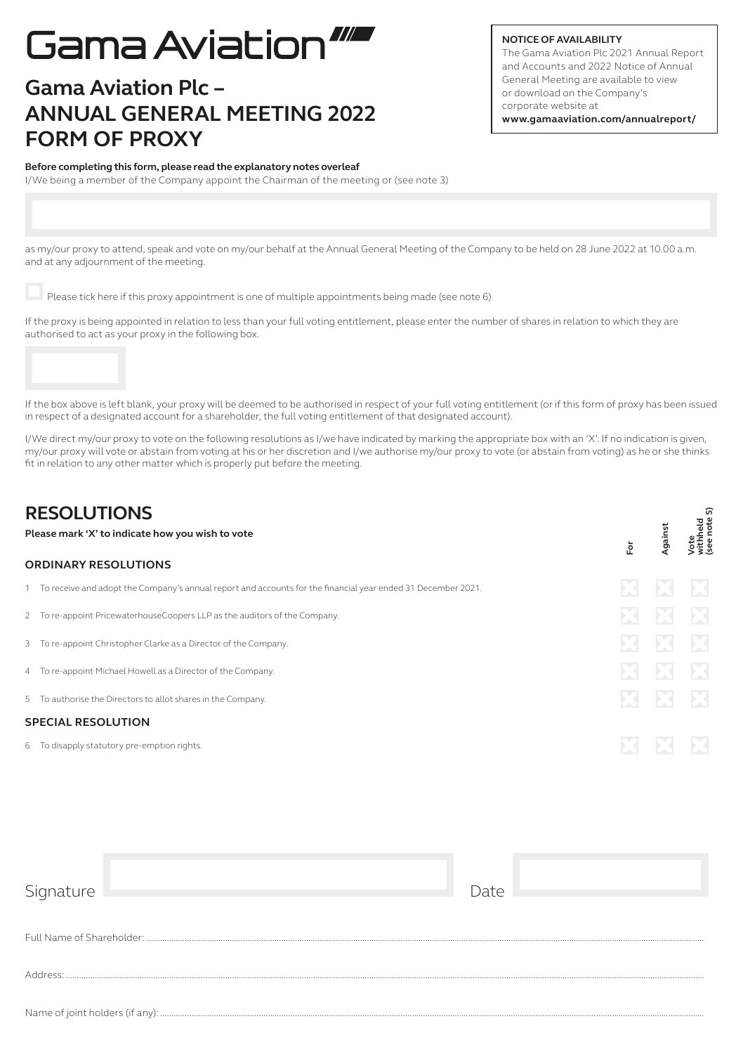# Gama Aviation

## Gama Aviation Plc – ANNUAL GENERAL MEETING 2022 FORM OF PROXY

**NOTICE OF AVAILABILITY**
The Gama Aviation Plc 2021 Annual Report and Accounts and 2022 Notice of Annual General Meeting are available to view or download on the Company's corporate website at **www.gamaaviation.com/annualreport/**

**Before completing this form, please read the explanatory notes overleaf**

I/We being a member of the Company appoint the Chairman of the meeting or (see note 3)

as my/our proxy to attend, speak and vote on my/our behalf at the Annual General Meeting of the Company to be held on 28 June 2022 at 10.00 a.m. and at any adjournment of the meeting.

☐ Please tick here if this proxy appointment is one of multiple appointments being made (see note 6)

If the proxy is being appointed in relation to less than your full voting entitlement, please enter the number of shares in relation to which they are authorised to act as your proxy in the following box.

If the box above is left blank, your proxy will be deemed to be authorised in respect of your full voting entitlement (or if this form of proxy has been issued in respect of a designated account for a shareholder, the full voting entitlement of that designated account).

I/We direct my/our proxy to vote on the following resolutions as I/we have indicated by marking the appropriate box with an 'X'. If no indication is given, my/our proxy will vote or abstain from voting at his or her discretion and I/we authorise my/our proxy to vote (or abstain from voting) as he or she thinks fit in relation to any other matter which is properly put before the meeting.

## RESOLUTIONS

**Please mark 'X' to indicate how you wish to vote**

| | For | Against | Vote withheld (see note 5) |
|---|---|---|---|
| **ORDINARY RESOLUTIONS** | | | |
| 1 To receive and adopt the Company's annual report and accounts for the financial year ended 31 December 2021. | ☐ | ☐ | ☐ |
| 2 To re-appoint PricewaterhouseCoopers LLP as the auditors of the Company. | ☐ | ☐ | ☐ |
| 3 To re-appoint Christopher Clarke as a Director of the Company. | ☐ | ☐ | ☐ |
| 4 To re-appoint Michael Howell as a Director of the Company. | ☐ | ☐ | ☐ |
| 5 To authorise the Directors to allot shares in the Company. | ☐ | ☐ | ☐ |
| **SPECIAL RESOLUTION** | | | |
| 6 To disapply statutory pre-emption rights. | ☐ | ☐ | ☐ |

Signature ____________________ Date ____________________

Full Name of Shareholder: ..........................................................................

Address: ..........................................................................

Name of joint holders (if any): ..........................................................................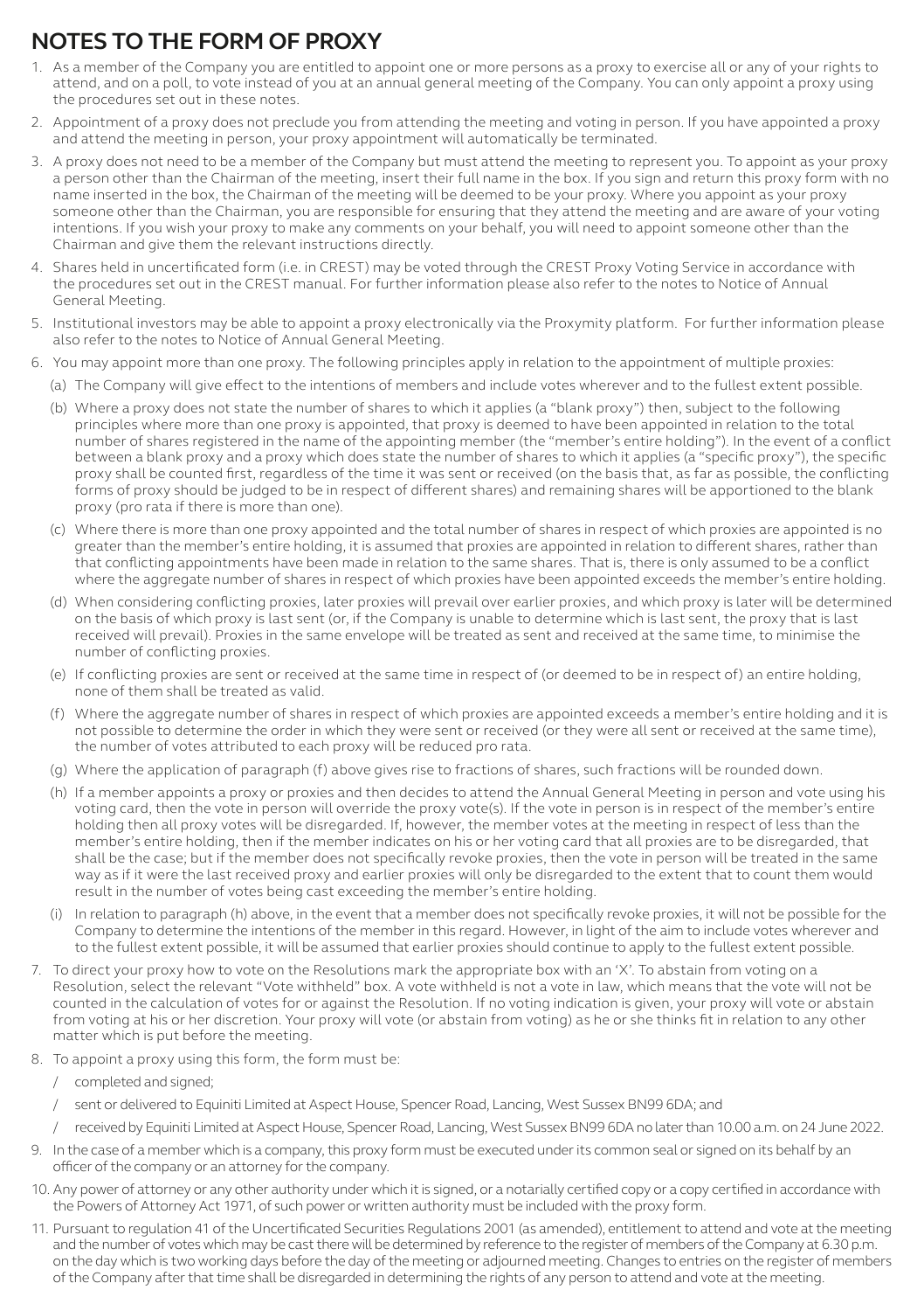# NOTES TO THE FORM OF PROXY

1. As a member of the Company you are entitled to appoint one or more persons as a proxy to exercise all or any of your rights to attend, and on a poll, to vote instead of you at an annual general meeting of the Company. You can only appoint a proxy using the procedures set out in these notes.
2. Appointment of a proxy does not preclude you from attending the meeting and voting in person. If you have appointed a proxy and attend the meeting in person, your proxy appointment will automatically be terminated.
3. A proxy does not need to be a member of the Company but must attend the meeting to represent you. To appoint as your proxy a person other than the Chairman of the meeting, insert their full name in the box. If you sign and return this proxy form with no name inserted in the box, the Chairman of the meeting will be deemed to be your proxy. Where you appoint as your proxy someone other than the Chairman, you are responsible for ensuring that they attend the meeting and are aware of your voting intentions. If you wish your proxy to make any comments on your behalf, you will need to appoint someone other than the Chairman and give them the relevant instructions directly.
4. Shares held in uncertificated form (i.e. in CREST) may be voted through the CREST Proxy Voting Service in accordance with the procedures set out in the CREST manual. For further information please also refer to the notes to Notice of Annual General Meeting.
5. Institutional investors may be able to appoint a proxy electronically via the Proxymity platform. For further information please also refer to the notes to Notice of Annual General Meeting.
6. You may appoint more than one proxy. The following principles apply in relation to the appointment of multiple proxies:
   (a) The Company will give effect to the intentions of members and include votes wherever and to the fullest extent possible.
   (b) Where a proxy does not state the number of shares to which it applies (a "blank proxy") then, subject to the following principles where more than one proxy is appointed, that proxy is deemed to have been appointed in relation to the total number of shares registered in the name of the appointing member (the "member's entire holding"). In the event of a conflict between a blank proxy and a proxy which does state the number of shares to which it applies (a "specific proxy"), the specific proxy shall be counted first, regardless of the time it was sent or received (on the basis that, as far as possible, the conflicting forms of proxy should be judged to be in respect of different shares) and remaining shares will be apportioned to the blank proxy (pro rata if there is more than one).
   (c) Where there is more than one proxy appointed and the total number of shares in respect of which proxies are appointed is no greater than the member's entire holding, it is assumed that proxies are appointed in relation to different shares, rather than that conflicting appointments have been made in relation to the same shares. That is, there is only assumed to be a conflict where the aggregate number of shares in respect of which proxies have been appointed exceeds the member's entire holding.
   (d) When considering conflicting proxies, later proxies will prevail over earlier proxies, and which proxy is later will be determined on the basis of which proxy is last sent (or, if the Company is unable to determine which is last sent, the proxy that is last received will prevail). Proxies in the same envelope will be treated as sent and received at the same time, to minimise the number of conflicting proxies.
   (e) If conflicting proxies are sent or received at the same time in respect of (or deemed to be in respect of) an entire holding, none of them shall be treated as valid.
   (f) Where the aggregate number of shares in respect of which proxies are appointed exceeds a member's entire holding and it is not possible to determine the order in which they were sent or received (or they were all sent or received at the same time), the number of votes attributed to each proxy will be reduced pro rata.
   (g) Where the application of paragraph (f) above gives rise to fractions of shares, such fractions will be rounded down.
   (h) If a member appoints a proxy or proxies and then decides to attend the Annual General Meeting in person and vote using his voting card, then the vote in person will override the proxy vote(s). If the vote in person is in respect of the member's entire holding then all proxy votes will be disregarded. If, however, the member votes at the meeting in respect of less than the member's entire holding, then if the member indicates on his or her voting card that all proxies are to be disregarded, that shall be the case; but if the member does not specifically revoke proxies, then the vote in person will be treated in the same way as if it were the last received proxy and earlier proxies will only be disregarded to the extent that to count them would result in the number of votes being cast exceeding the member's entire holding.
   (i) In relation to paragraph (h) above, in the event that a member does not specifically revoke proxies, it will not be possible for the Company to determine the intentions of the member in this regard. However, in light of the aim to include votes wherever and to the fullest extent possible, it will be assumed that earlier proxies should continue to apply to the fullest extent possible.
7. To direct your proxy how to vote on the Resolutions mark the appropriate box with an 'X'. To abstain from voting on a Resolution, select the relevant "Vote withheld" box. A vote withheld is not a vote in law, which means that the vote will not be counted in the calculation of votes for or against the Resolution. If no voting indication is given, your proxy will vote or abstain from voting at his or her discretion. Your proxy will vote (or abstain from voting) as he or she thinks fit in relation to any other matter which is put before the meeting.
8. To appoint a proxy using this form, the form must be:
   / completed and signed;
   / sent or delivered to Equiniti Limited at Aspect House, Spencer Road, Lancing, West Sussex BN99 6DA; and
   / received by Equiniti Limited at Aspect House, Spencer Road, Lancing, West Sussex BN99 6DA no later than 10.00 a.m. on 24 June 2022.
9. In the case of a member which is a company, this proxy form must be executed under its common seal or signed on its behalf by an officer of the company or an attorney for the company.
10. Any power of attorney or any other authority under which it is signed, or a notarially certified copy or a copy certified in accordance with the Powers of Attorney Act 1971, of such power or written authority must be included with the proxy form.
11. Pursuant to regulation 41 of the Uncertificated Securities Regulations 2001 (as amended), entitlement to attend and vote at the meeting and the number of votes which may be cast there will be determined by reference to the register of members of the Company at 6.30 p.m. on the day which is two working days before the day of the meeting or adjourned meeting. Changes to entries on the register of members of the Company after that time shall be disregarded in determining the rights of any person to attend and vote at the meeting.